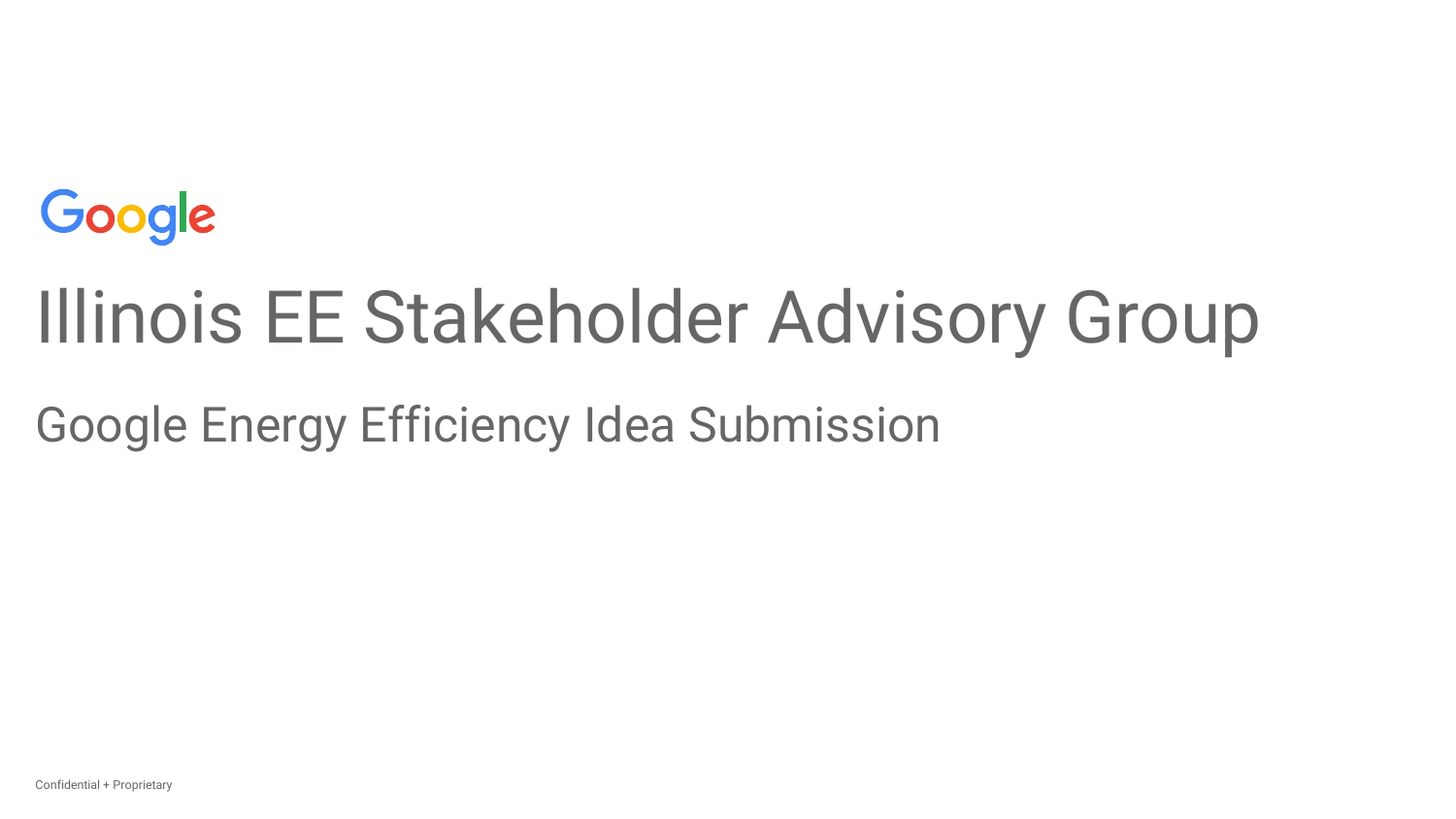Google

# Illinois EE Stakeholder Advisory Group

## Google Energy Efficiency Idea Submission

Confidential + Proprietary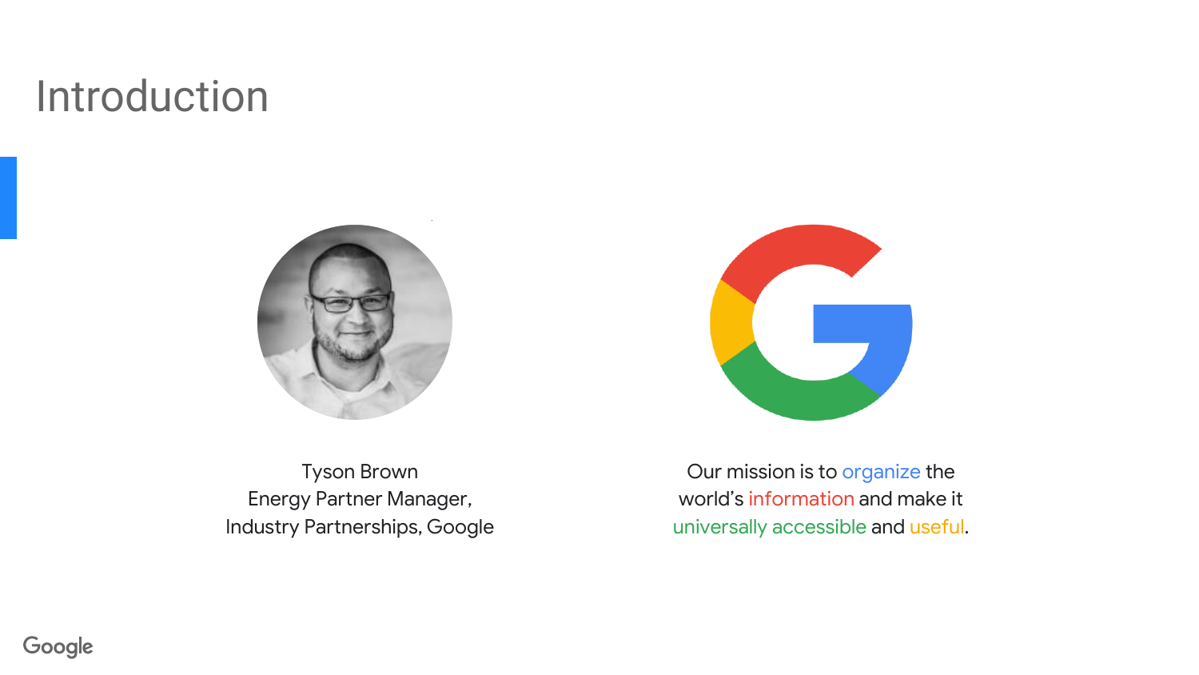# Introduction

Tyson Brown
Energy Partner Manager,
Industry Partnerships, Google

Our mission is to organize the world's information and make it universally accessible and useful.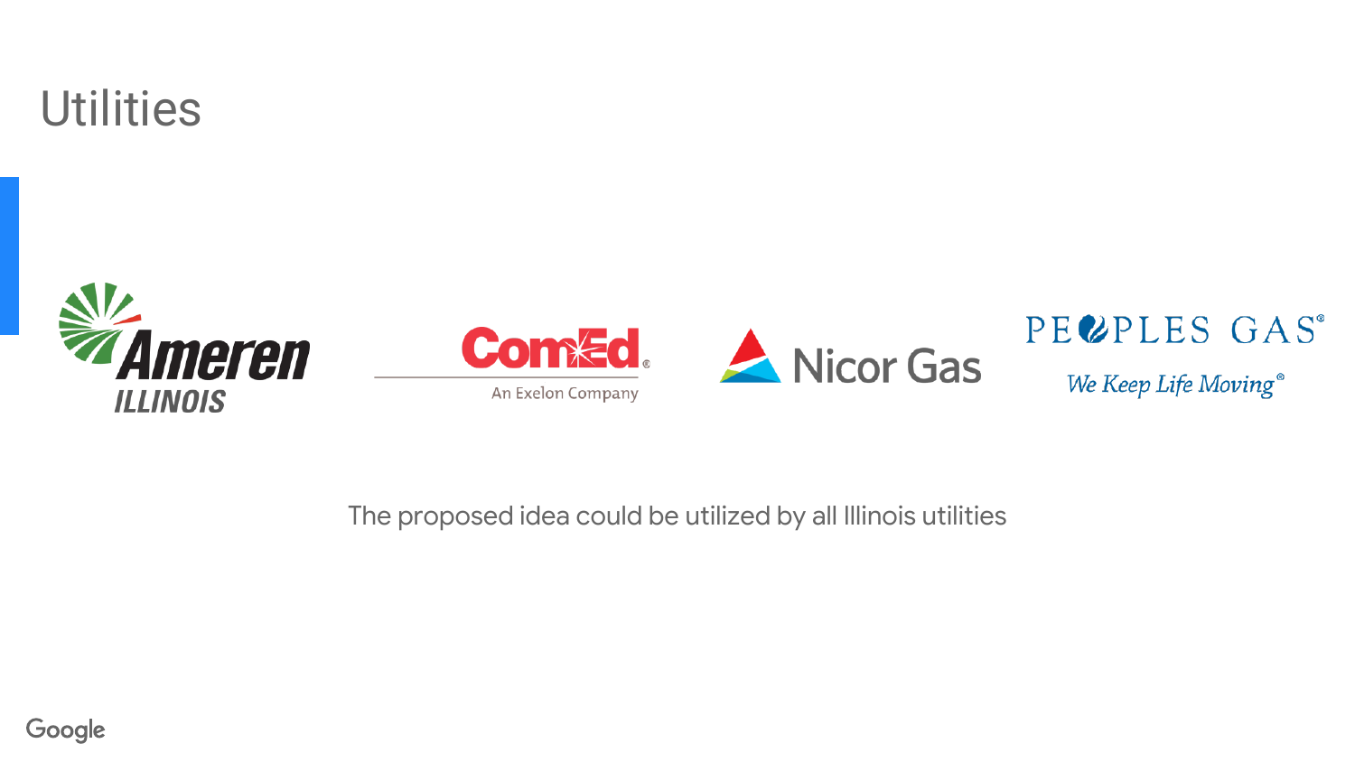# Utilities

Ameren ILLINOIS

ComEd — An Exelon Company

Nicor Gas

PEOPLES GAS — We Keep Life Moving

The proposed idea could be utilized by all Illinois utilities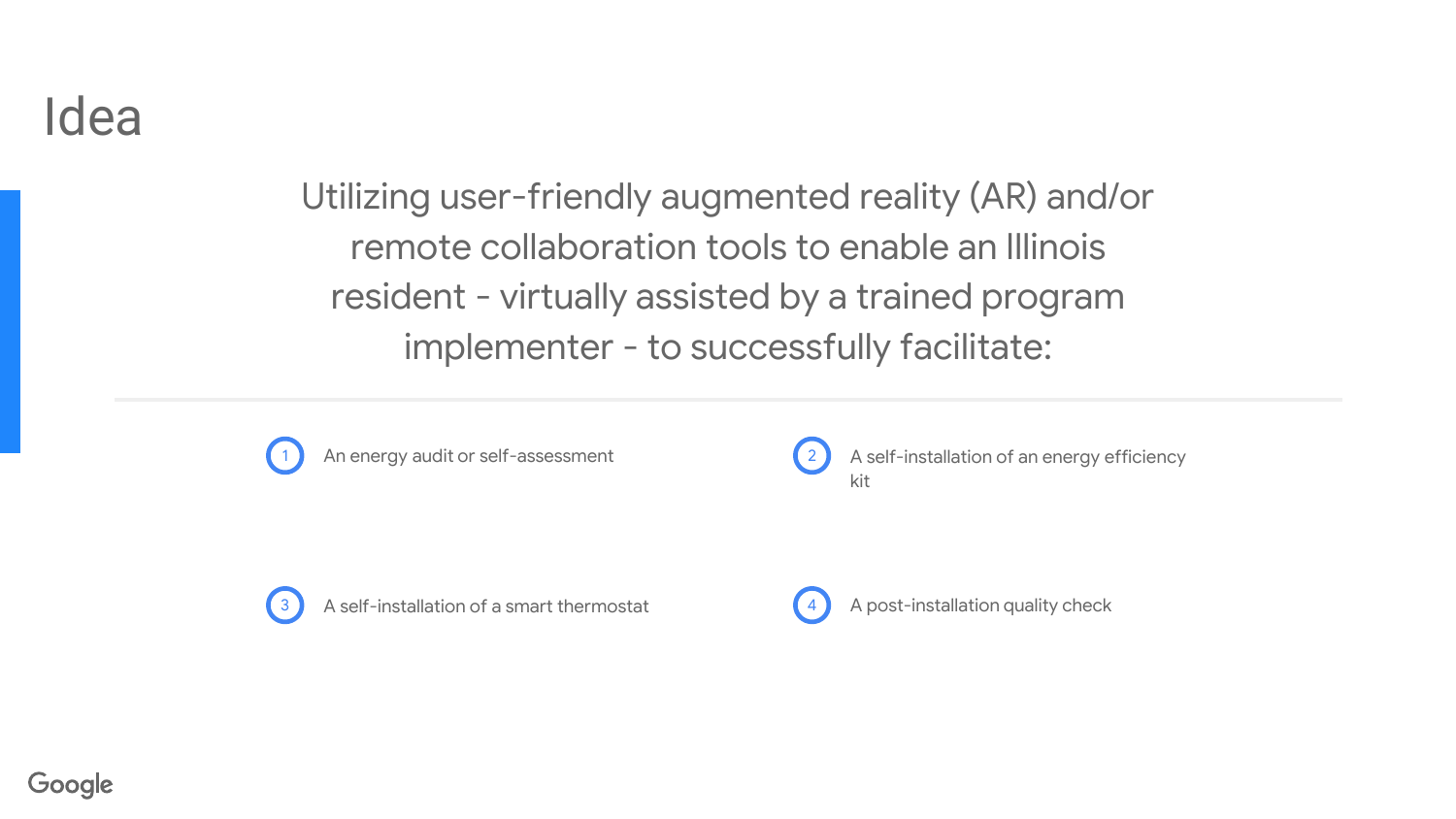# Idea

Utilizing user-friendly augmented reality (AR) and/or remote collaboration tools to enable an Illinois resident - virtually assisted by a trained program implementer - to successfully facilitate:

1. An energy audit or self-assessment
2. A self-installation of an energy efficiency kit
3. A self-installation of a smart thermostat
4. A post-installation quality check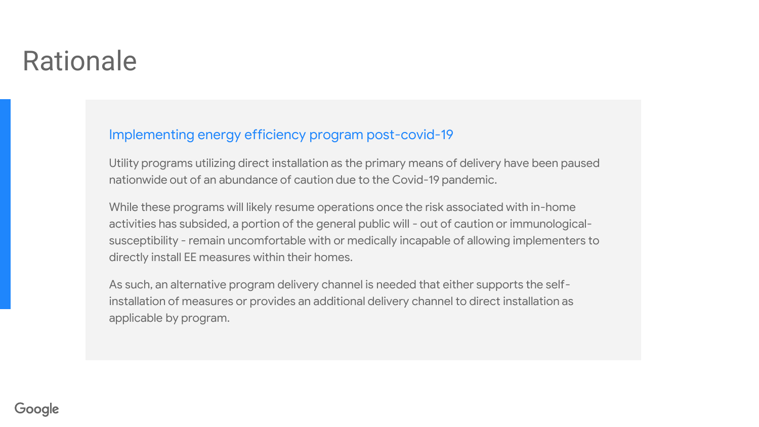# Rationale

## Implementing energy efficiency program post-covid-19

Utility programs utilizing direct installation as the primary means of delivery have been paused nationwide out of an abundance of caution due to the Covid-19 pandemic.

While these programs will likely resume operations once the risk associated with in-home activities has subsided, a portion of the general public will - out of caution or immunological-susceptibility - remain uncomfortable with or medically incapable of allowing implementers to directly install EE measures within their homes.

As such, an alternative program delivery channel is needed that either supports the self-installation of measures or provides an additional delivery channel to direct installation as applicable by program.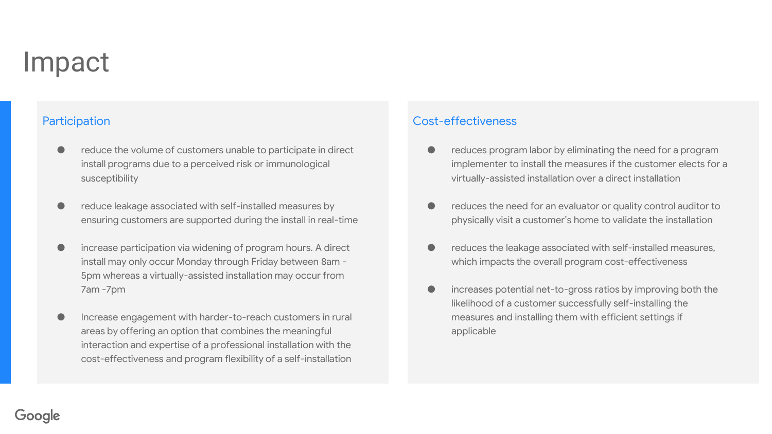# Impact

## Participation

- reduce the volume of customers unable to participate in direct install programs due to a perceived risk or immunological susceptibility
- reduce leakage associated with self-installed measures by ensuring customers are supported during the install in real-time
- increase participation via widening of program hours. A direct install may only occur Monday through Friday between 8am - 5pm whereas a virtually-assisted installation may occur from 7am -7pm
- Increase engagement with harder-to-reach customers in rural areas by offering an option that combines the meaningful interaction and expertise of a professional installation with the cost-effectiveness and program flexibility of a self-installation

## Cost-effectiveness

- reduces program labor by eliminating the need for a program implementer to install the measures if the customer elects for a virtually-assisted installation over a direct installation
- reduces the need for an evaluator or quality control auditor to physically visit a customer's home to validate the installation
- reduces the leakage associated with self-installed measures, which impacts the overall program cost-effectiveness
- increases potential net-to-gross ratios by improving both the likelihood of a customer successfully self-installing the measures and installing them with efficient settings if applicable